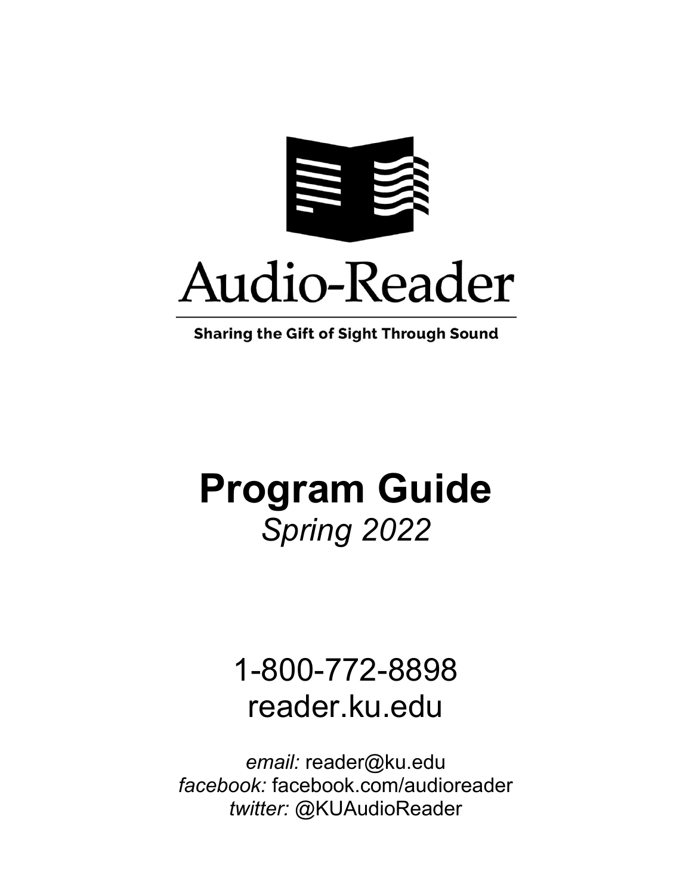# Audio-Reader

**Sharing the Gift of Sight Through Sound**

# Program Guide

*Spring 2022*

1-800-772-8898

reader.ku.edu

*email:* reader@ku.edu
*facebook:* facebook.com/audioreader
*twitter:* @KUAudioReader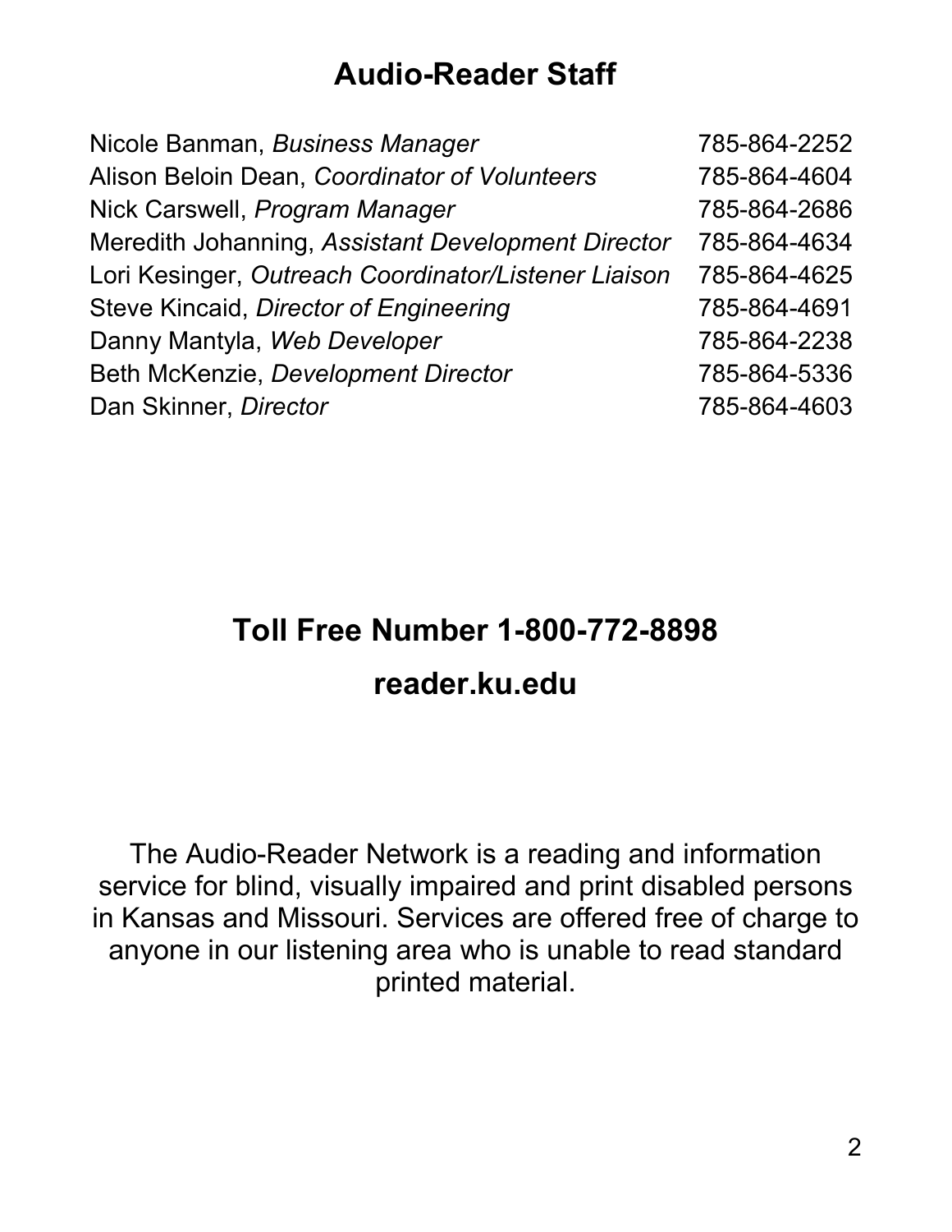# Audio-Reader Staff

| | |
|---|---|
| Nicole Banman, *Business Manager* | 785-864-2252 |
| Alison Beloin Dean, *Coordinator of Volunteers* | 785-864-4604 |
| Nick Carswell, *Program Manager* | 785-864-2686 |
| Meredith Johanning, *Assistant Development Director* | 785-864-4634 |
| Lori Kesinger, *Outreach Coordinator/Listener Liaison* | 785-864-4625 |
| Steve Kincaid, *Director of Engineering* | 785-864-4691 |
| Danny Mantyla, *Web Developer* | 785-864-2238 |
| Beth McKenzie, *Development Director* | 785-864-5336 |
| Dan Skinner, *Director* | 785-864-4603 |

## Toll Free Number 1-800-772-8898

## reader.ku.edu

The Audio-Reader Network is a reading and information service for blind, visually impaired and print disabled persons in Kansas and Missouri. Services are offered free of charge to anyone in our listening area who is unable to read standard printed material.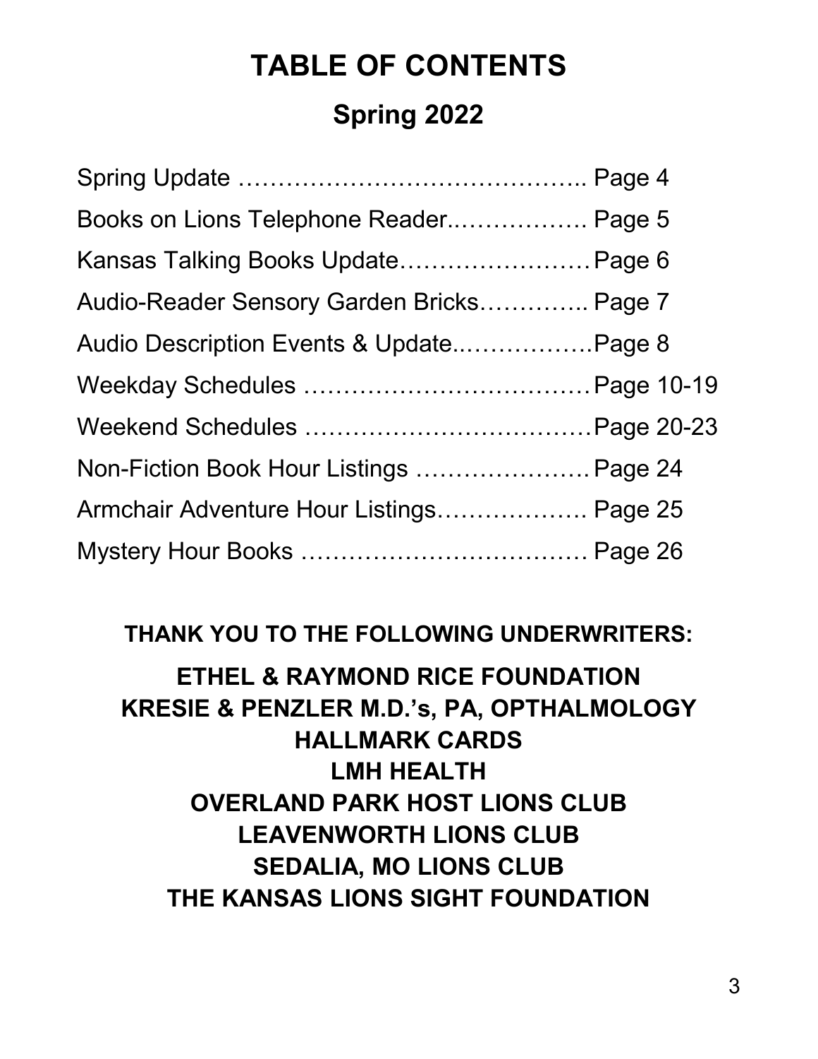# TABLE OF CONTENTS

## Spring 2022

Spring Update …………………………………….. Page 4

Books on Lions Telephone Reader..…………… Page 5

Kansas Talking Books Update……………………Page 6

Audio-Reader Sensory Garden Bricks………….. Page 7

Audio Description Events & Update..……………Page 8

Weekday Schedules ………………………………Page 10-19

Weekend Schedules ………………………………Page 20-23

Non-Fiction Book Hour Listings …………………Page 24

Armchair Adventure Hour Listings………………. Page 25

Mystery Hour Books ……………………………… Page 26

**THANK YOU TO THE FOLLOWING UNDERWRITERS:**

**ETHEL & RAYMOND RICE FOUNDATION**
**KRESIE & PENZLER M.D.'s, PA, OPTHALMOLOGY**
**HALLMARK CARDS**
**LMH HEALTH**
**OVERLAND PARK HOST LIONS CLUB**
**LEAVENWORTH LIONS CLUB**
**SEDALIA, MO LIONS CLUB**
**THE KANSAS LIONS SIGHT FOUNDATION**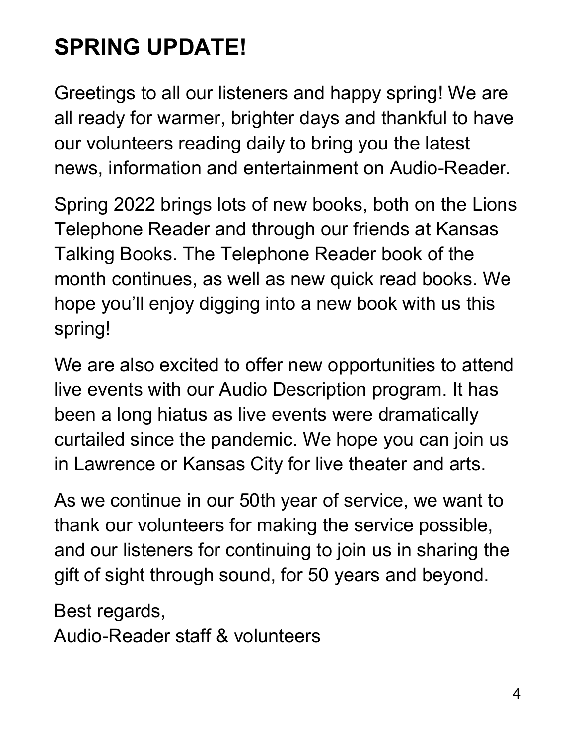# SPRING UPDATE!

Greetings to all our listeners and happy spring! We are all ready for warmer, brighter days and thankful to have our volunteers reading daily to bring you the latest news, information and entertainment on Audio-Reader.

Spring 2022 brings lots of new books, both on the Lions Telephone Reader and through our friends at Kansas Talking Books. The Telephone Reader book of the month continues, as well as new quick read books. We hope you'll enjoy digging into a new book with us this spring!

We are also excited to offer new opportunities to attend live events with our Audio Description program. It has been a long hiatus as live events were dramatically curtailed since the pandemic. We hope you can join us in Lawrence or Kansas City for live theater and arts.

As we continue in our 50th year of service, we want to thank our volunteers for making the service possible, and our listeners for continuing to join us in sharing the gift of sight through sound, for 50 years and beyond.

Best regards,
Audio-Reader staff & volunteers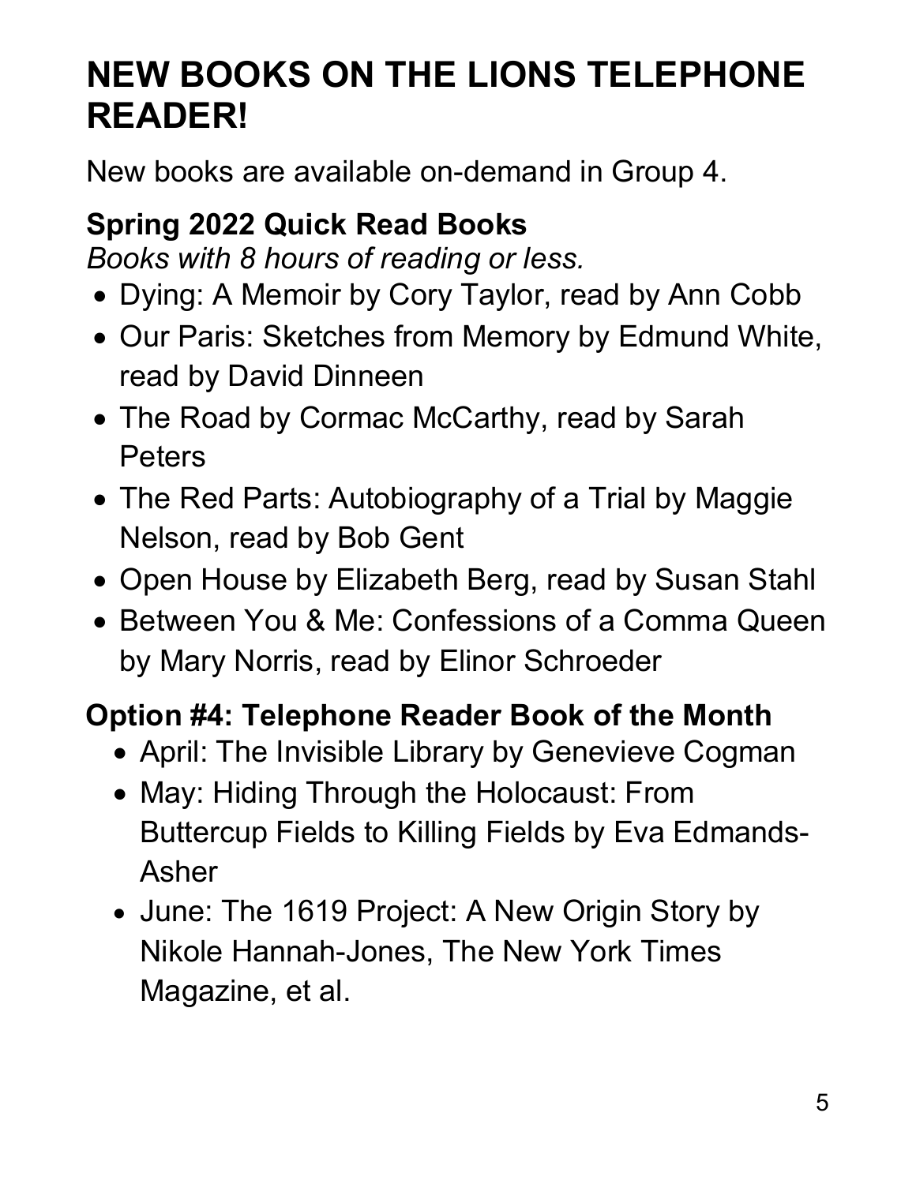# NEW BOOKS ON THE LIONS TELEPHONE READER!

New books are available on-demand in Group 4.

### Spring 2022 Quick Read Books

*Books with 8 hours of reading or less.*

- Dying: A Memoir by Cory Taylor, read by Ann Cobb
- Our Paris: Sketches from Memory by Edmund White, read by David Dinneen
- The Road by Cormac McCarthy, read by Sarah Peters
- The Red Parts: Autobiography of a Trial by Maggie Nelson, read by Bob Gent
- Open House by Elizabeth Berg, read by Susan Stahl
- Between You & Me: Confessions of a Comma Queen by Mary Norris, read by Elinor Schroeder

### Option #4: Telephone Reader Book of the Month

- April: The Invisible Library by Genevieve Cogman
- May: Hiding Through the Holocaust: From Buttercup Fields to Killing Fields by Eva Edmands-Asher
- June: The 1619 Project: A New Origin Story by Nikole Hannah-Jones, The New York Times Magazine, et al.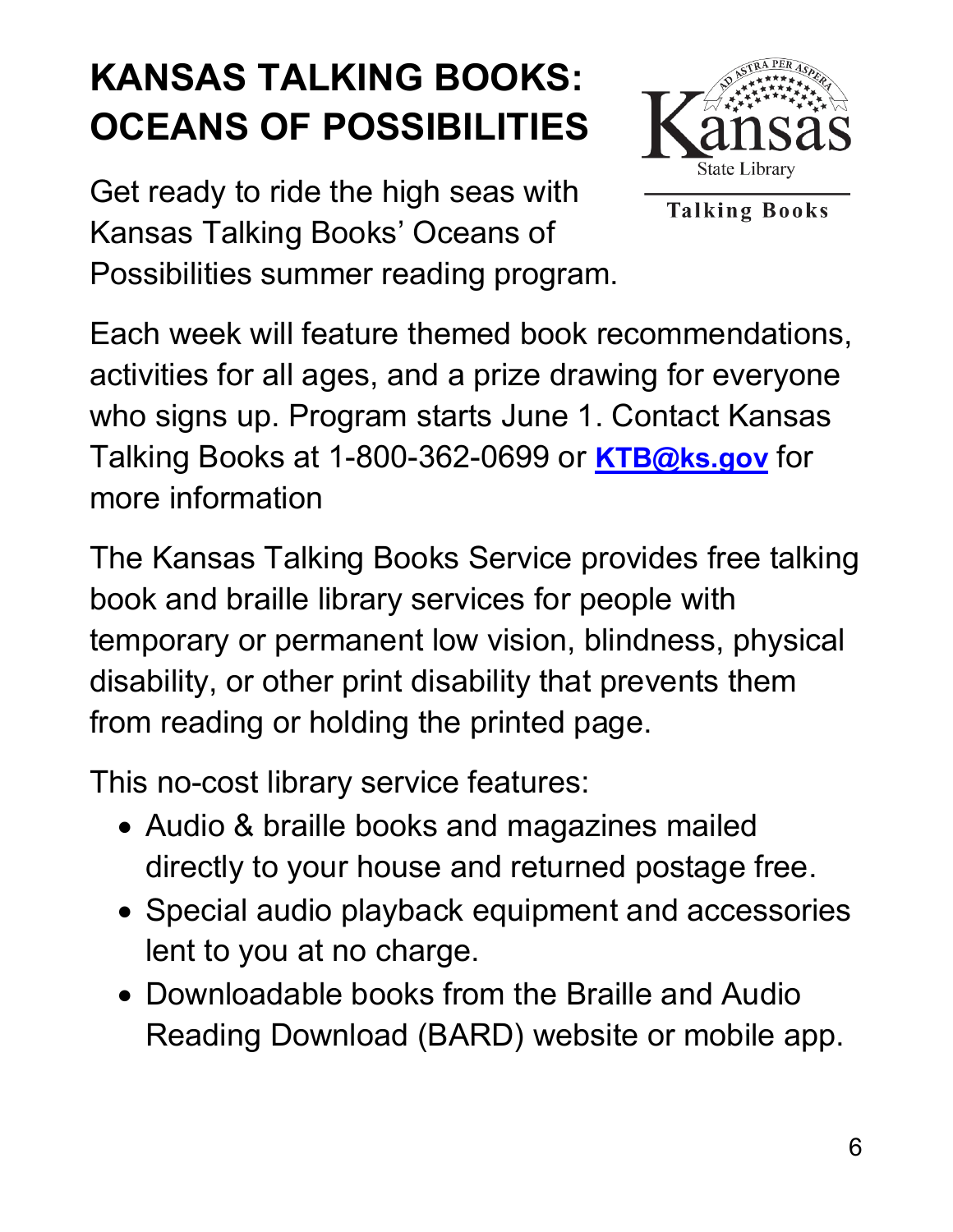# KANSAS TALKING BOOKS: OCEANS OF POSSIBILITIES

Get ready to ride the high seas with Kansas Talking Books' Oceans of Possibilities summer reading program.

Each week will feature themed book recommendations, activities for all ages, and a prize drawing for everyone who signs up. Program starts June 1. Contact Kansas Talking Books at 1-800-362-0699 or **KTB@ks.gov** for more information

The Kansas Talking Books Service provides free talking book and braille library services for people with temporary or permanent low vision, blindness, physical disability, or other print disability that prevents them from reading or holding the printed page.

This no-cost library service features:

- Audio & braille books and magazines mailed directly to your house and returned postage free.
- Special audio playback equipment and accessories lent to you at no charge.
- Downloadable books from the Braille and Audio Reading Download (BARD) website or mobile app.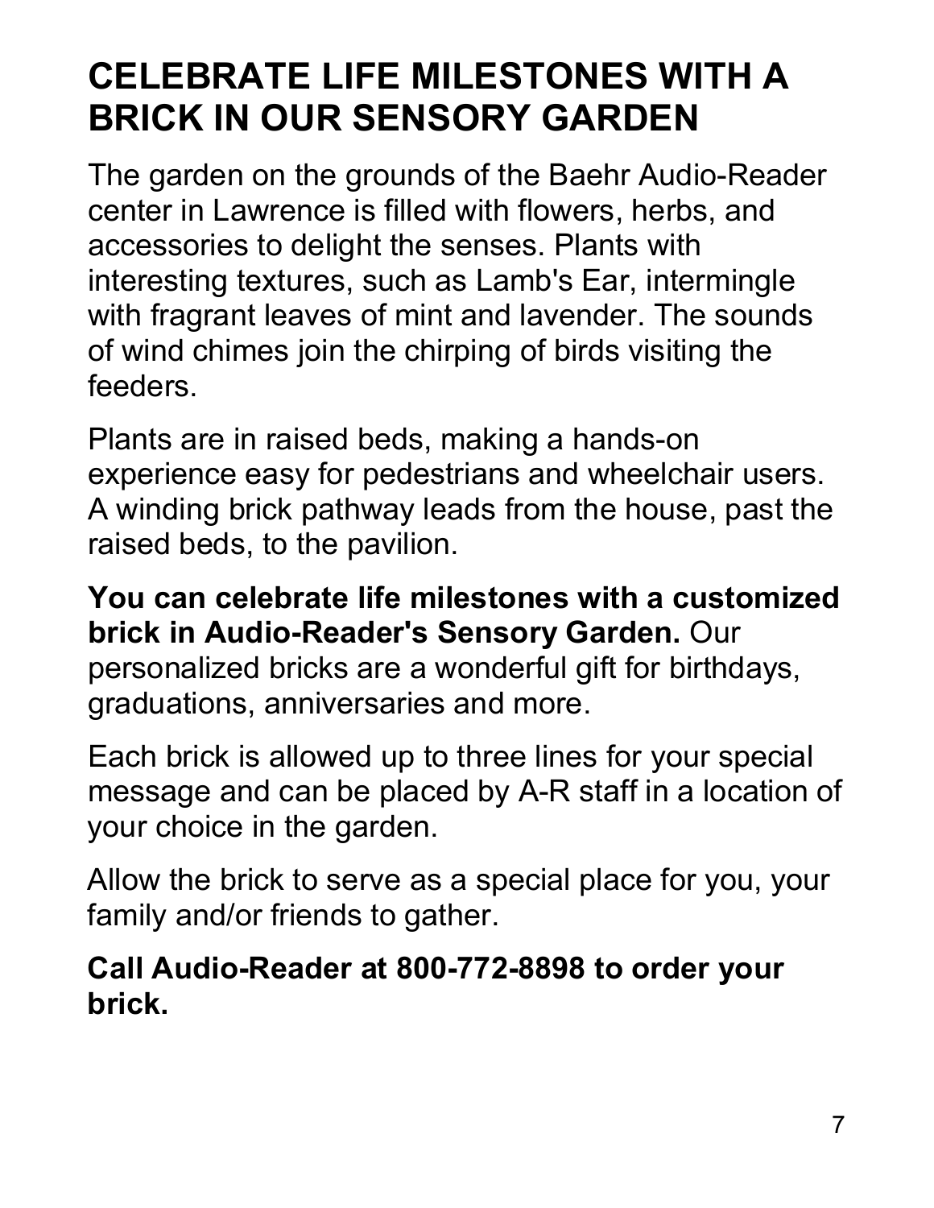# CELEBRATE LIFE MILESTONES WITH A BRICK IN OUR SENSORY GARDEN

The garden on the grounds of the Baehr Audio-Reader center in Lawrence is filled with flowers, herbs, and accessories to delight the senses. Plants with interesting textures, such as Lamb's Ear, intermingle with fragrant leaves of mint and lavender. The sounds of wind chimes join the chirping of birds visiting the feeders.

Plants are in raised beds, making a hands-on experience easy for pedestrians and wheelchair users. A winding brick pathway leads from the house, past the raised beds, to the pavilion.

**You can celebrate life milestones with a customized brick in Audio-Reader's Sensory Garden.** Our personalized bricks are a wonderful gift for birthdays, graduations, anniversaries and more.

Each brick is allowed up to three lines for your special message and can be placed by A-R staff in a location of your choice in the garden.

Allow the brick to serve as a special place for you, your family and/or friends to gather.

**Call Audio-Reader at 800-772-8898 to order your brick.**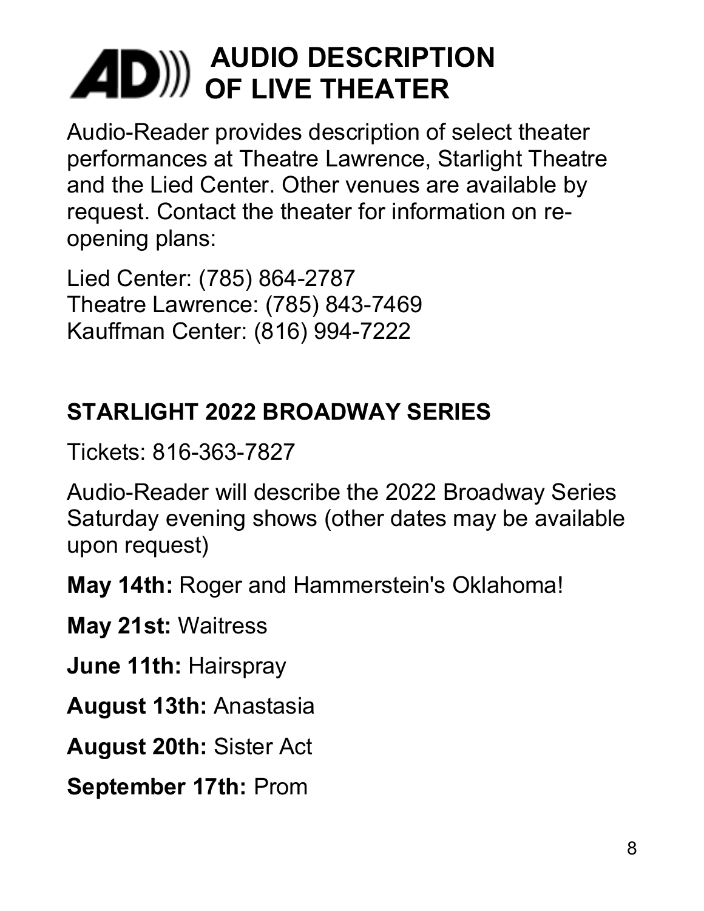# AD))) AUDIO DESCRIPTION OF LIVE THEATER

Audio-Reader provides description of select theater performances at Theatre Lawrence, Starlight Theatre and the Lied Center. Other venues are available by request. Contact the theater for information on re-opening plans:

Lied Center: (785) 864-2787
Theatre Lawrence: (785) 843-7469
Kauffman Center: (816) 994-7222

## STARLIGHT 2022 BROADWAY SERIES

Tickets: 816-363-7827

Audio-Reader will describe the 2022 Broadway Series Saturday evening shows (other dates may be available upon request)

**May 14th:** Roger and Hammerstein's Oklahoma!

**May 21st:** Waitress

**June 11th:** Hairspray

**August 13th:** Anastasia

**August 20th:** Sister Act

**September 17th:** Prom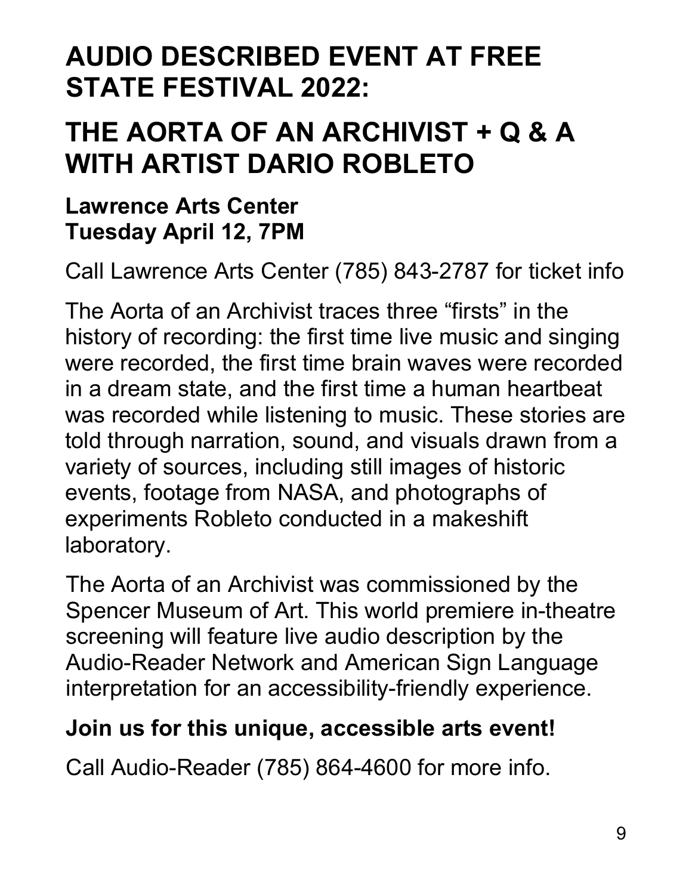# AUDIO DESCRIBED EVENT AT FREE STATE FESTIVAL 2022:

# THE AORTA OF AN ARCHIVIST + Q & A WITH ARTIST DARIO ROBLETO

**Lawrence Arts Center**
**Tuesday April 12, 7PM**

Call Lawrence Arts Center (785) 843-2787 for ticket info

The Aorta of an Archivist traces three "firsts" in the history of recording: the first time live music and singing were recorded, the first time brain waves were recorded in a dream state, and the first time a human heartbeat was recorded while listening to music. These stories are told through narration, sound, and visuals drawn from a variety of sources, including still images of historic events, footage from NASA, and photographs of experiments Robleto conducted in a makeshift laboratory.

The Aorta of an Archivist was commissioned by the Spencer Museum of Art. This world premiere in-theatre screening will feature live audio description by the Audio-Reader Network and American Sign Language interpretation for an accessibility-friendly experience.

**Join us for this unique, accessible arts event!**

Call Audio-Reader (785) 864-4600 for more info.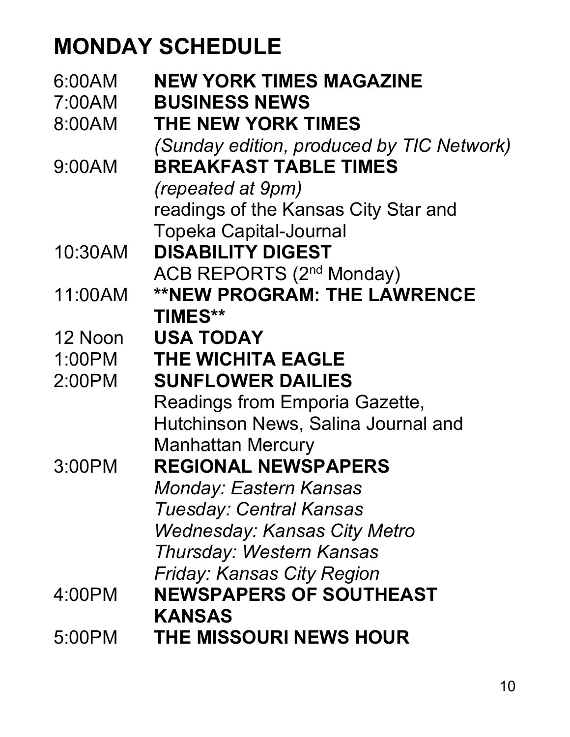# MONDAY SCHEDULE

| | |
|---|---|
| 6:00AM | **NEW YORK TIMES MAGAZINE** |
| 7:00AM | **BUSINESS NEWS** |
| 8:00AM | **THE NEW YORK TIMES** *(Sunday edition, produced by TIC Network)* |
| 9:00AM | **BREAKFAST TABLE TIMES** *(repeated at 9pm)* readings of the Kansas City Star and Topeka Capital-Journal |
| 10:30AM | **DISABILITY DIGEST** ACB REPORTS (2nd Monday) |
| 11:00AM | **\*\*NEW PROGRAM: THE LAWRENCE TIMES\*\*** |
| 12 Noon | **USA TODAY** |
| 1:00PM | **THE WICHITA EAGLE** |
| 2:00PM | **SUNFLOWER DAILIES** Readings from Emporia Gazette, Hutchinson News, Salina Journal and Manhattan Mercury |
| 3:00PM | **REGIONAL NEWSPAPERS** *Monday: Eastern Kansas* *Tuesday: Central Kansas* *Wednesday: Kansas City Metro* *Thursday: Western Kansas* *Friday: Kansas City Region* |
| 4:00PM | **NEWSPAPERS OF SOUTHEAST KANSAS** |
| 5:00PM | **THE MISSOURI NEWS HOUR** |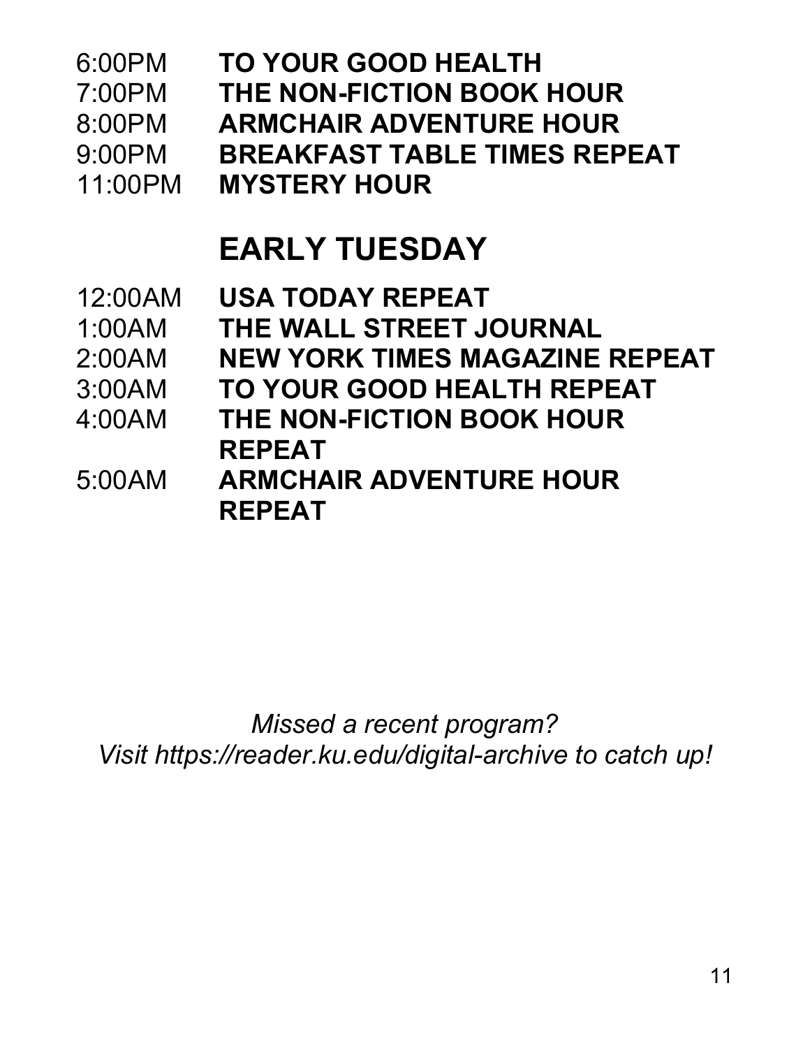6:00PM **TO YOUR GOOD HEALTH**
7:00PM **THE NON-FICTION BOOK HOUR**
8:00PM **ARMCHAIR ADVENTURE HOUR**
9:00PM **BREAKFAST TABLE TIMES REPEAT**
11:00PM **MYSTERY HOUR**

## EARLY TUESDAY

12:00AM **USA TODAY REPEAT**
1:00AM **THE WALL STREET JOURNAL**
2:00AM **NEW YORK TIMES MAGAZINE REPEAT**
3:00AM **TO YOUR GOOD HEALTH REPEAT**
4:00AM **THE NON-FICTION BOOK HOUR REPEAT**
5:00AM **ARMCHAIR ADVENTURE HOUR REPEAT**

*Missed a recent program?*
*Visit https://reader.ku.edu/digital-archive to catch up!*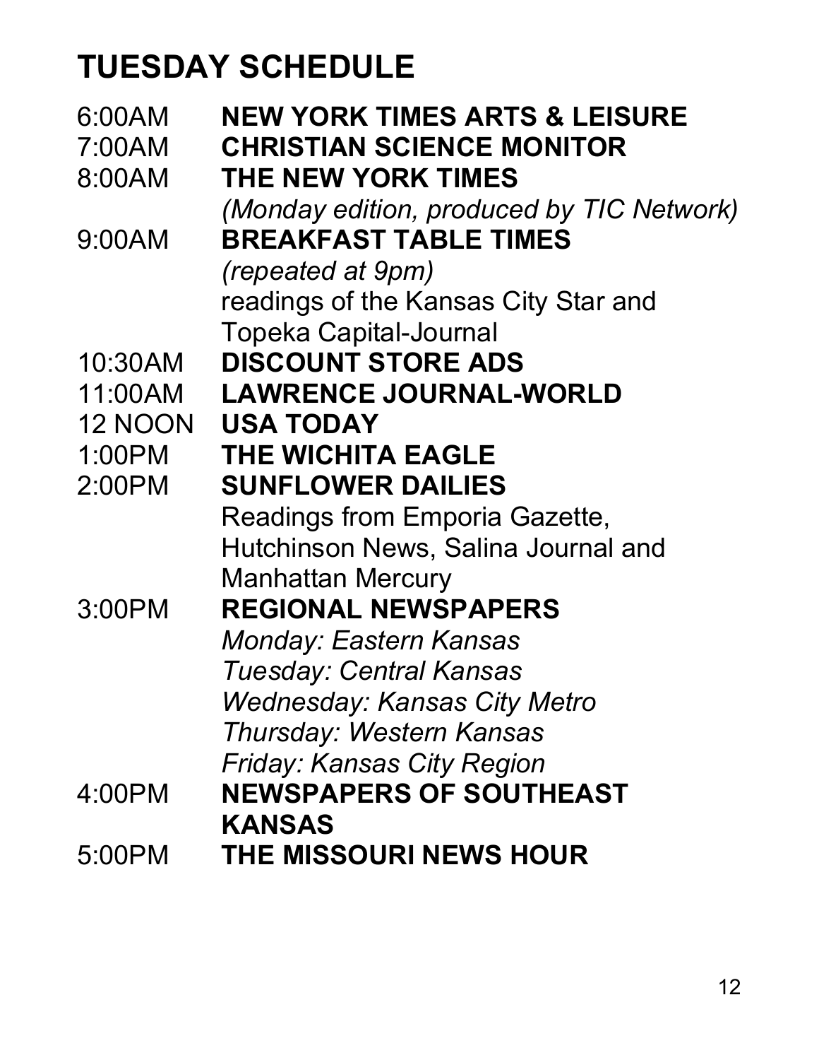# TUESDAY SCHEDULE

| | |
|---|---|
| 6:00AM | **NEW YORK TIMES ARTS & LEISURE** |
| 7:00AM | **CHRISTIAN SCIENCE MONITOR** |
| 8:00AM | **THE NEW YORK TIMES** *(Monday edition, produced by TIC Network)* |
| 9:00AM | **BREAKFAST TABLE TIMES** *(repeated at 9pm)* readings of the Kansas City Star and Topeka Capital-Journal |
| 10:30AM | **DISCOUNT STORE ADS** |
| 11:00AM | **LAWRENCE JOURNAL-WORLD** |
| 12 NOON | **USA TODAY** |
| 1:00PM | **THE WICHITA EAGLE** |
| 2:00PM | **SUNFLOWER DAILIES** Readings from Emporia Gazette, Hutchinson News, Salina Journal and Manhattan Mercury |
| 3:00PM | **REGIONAL NEWSPAPERS** *Monday: Eastern Kansas* *Tuesday: Central Kansas* *Wednesday: Kansas City Metro* *Thursday: Western Kansas* *Friday: Kansas City Region* |
| 4:00PM | **NEWSPAPERS OF SOUTHEAST KANSAS** |
| 5:00PM | **THE MISSOURI NEWS HOUR** |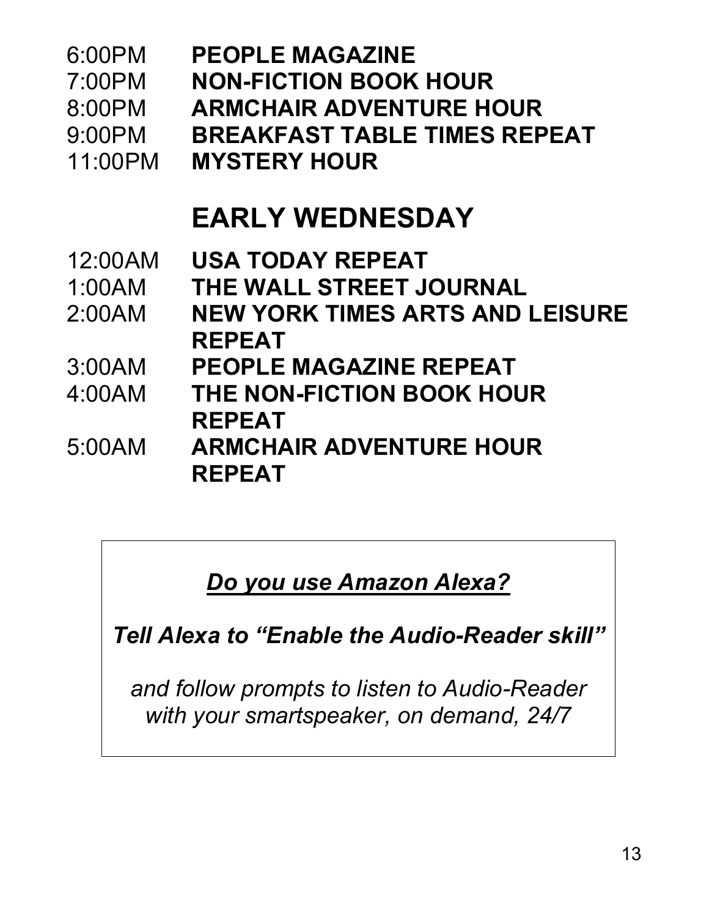6:00PM **PEOPLE MAGAZINE**
7:00PM **NON-FICTION BOOK HOUR**
8:00PM **ARMCHAIR ADVENTURE HOUR**
9:00PM **BREAKFAST TABLE TIMES REPEAT**
11:00PM **MYSTERY HOUR**

## EARLY WEDNESDAY

12:00AM **USA TODAY REPEAT**
1:00AM **THE WALL STREET JOURNAL**
2:00AM **NEW YORK TIMES ARTS AND LEISURE REPEAT**
3:00AM **PEOPLE MAGAZINE REPEAT**
4:00AM **THE NON-FICTION BOOK HOUR REPEAT**
5:00AM **ARMCHAIR ADVENTURE HOUR REPEAT**

***Do you use Amazon Alexa?***

***Tell Alexa to "Enable the Audio-Reader skill"***

*and follow prompts to listen to Audio-Reader with your smartspeaker, on demand, 24/7*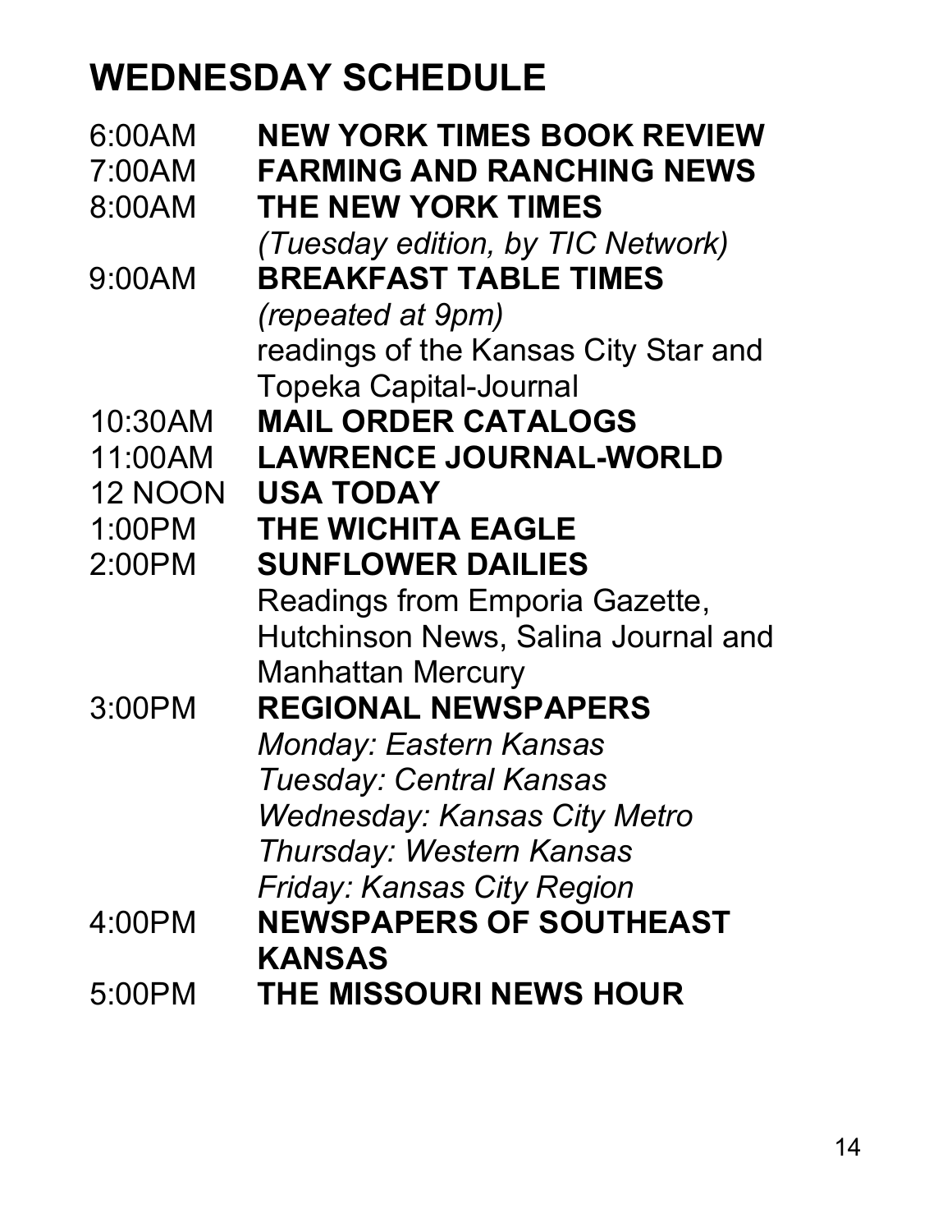# WEDNESDAY SCHEDULE

| | |
|---|---|
| 6:00AM | **NEW YORK TIMES BOOK REVIEW** |
| 7:00AM | **FARMING AND RANCHING NEWS** |
| 8:00AM | **THE NEW YORK TIMES**<br>*(Tuesday edition, by TIC Network)* |
| 9:00AM | **BREAKFAST TABLE TIMES**<br>*(repeated at 9pm)*<br>readings of the Kansas City Star and Topeka Capital-Journal |
| 10:30AM | **MAIL ORDER CATALOGS** |
| 11:00AM | **LAWRENCE JOURNAL-WORLD** |
| 12 NOON | **USA TODAY** |
| 1:00PM | **THE WICHITA EAGLE** |
| 2:00PM | **SUNFLOWER DAILIES**<br>Readings from Emporia Gazette, Hutchinson News, Salina Journal and Manhattan Mercury |
| 3:00PM | **REGIONAL NEWSPAPERS**<br>*Monday: Eastern Kansas*<br>*Tuesday: Central Kansas*<br>*Wednesday: Kansas City Metro*<br>*Thursday: Western Kansas*<br>*Friday: Kansas City Region* |
| 4:00PM | **NEWSPAPERS OF SOUTHEAST KANSAS** |
| 5:00PM | **THE MISSOURI NEWS HOUR** |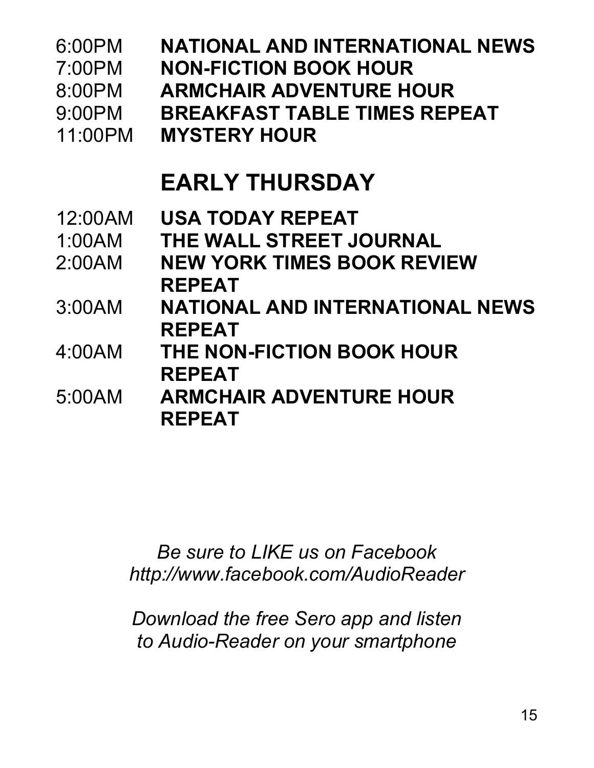6:00PM **NATIONAL AND INTERNATIONAL NEWS**
7:00PM **NON-FICTION BOOK HOUR**
8:00PM **ARMCHAIR ADVENTURE HOUR**
9:00PM **BREAKFAST TABLE TIMES REPEAT**
11:00PM **MYSTERY HOUR**

## EARLY THURSDAY

12:00AM **USA TODAY REPEAT**
1:00AM **THE WALL STREET JOURNAL**
2:00AM **NEW YORK TIMES BOOK REVIEW REPEAT**
3:00AM **NATIONAL AND INTERNATIONAL NEWS REPEAT**
4:00AM **THE NON-FICTION BOOK HOUR REPEAT**
5:00AM **ARMCHAIR ADVENTURE HOUR REPEAT**

*Be sure to LIKE us on Facebook*
*http://www.facebook.com/AudioReader*

*Download the free Sero app and listen to Audio-Reader on your smartphone*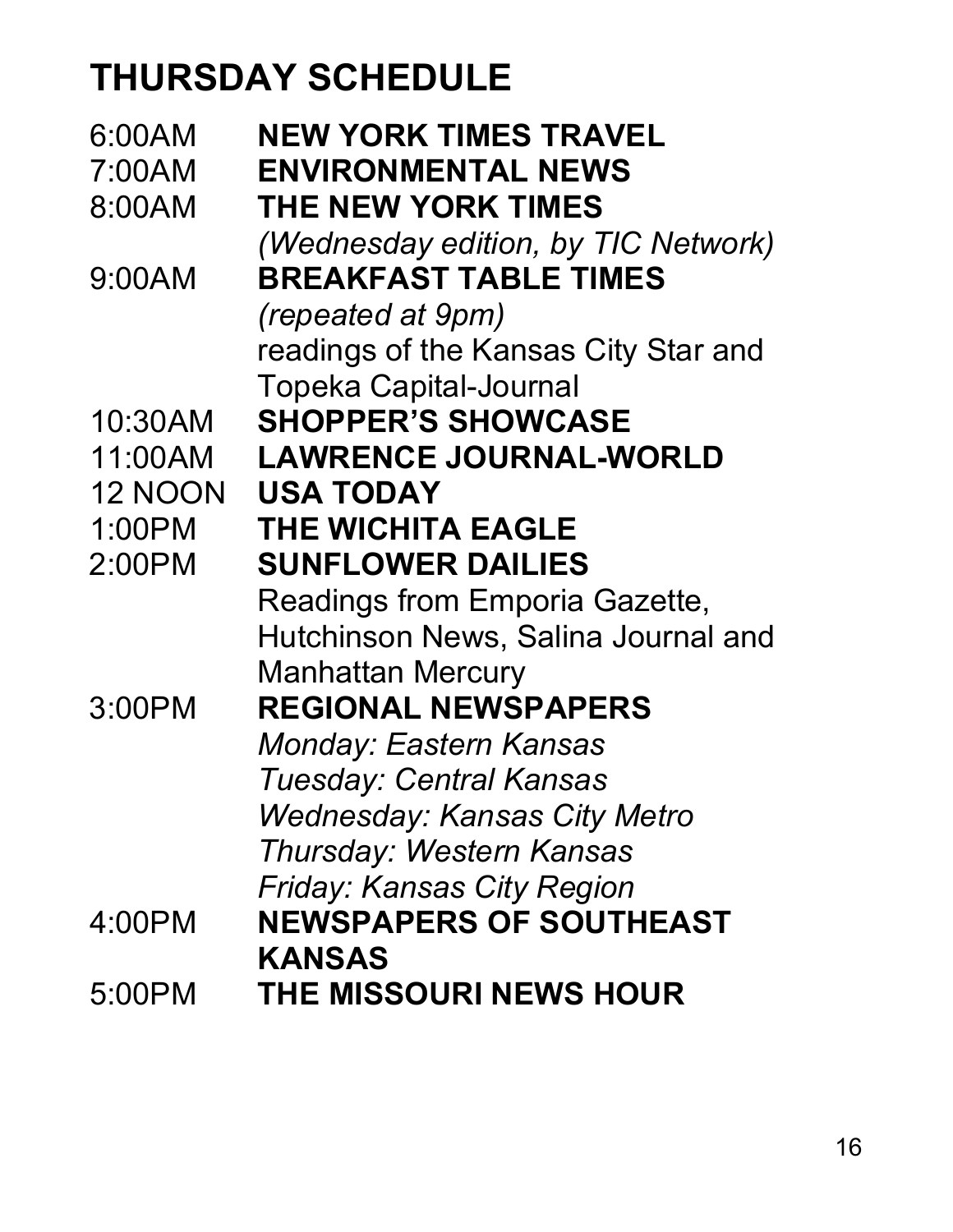# THURSDAY SCHEDULE

| | |
|---|---|
| 6:00AM | **NEW YORK TIMES TRAVEL** |
| 7:00AM | **ENVIRONMENTAL NEWS** |
| 8:00AM | **THE NEW YORK TIMES** *(Wednesday edition, by TIC Network)* |
| 9:00AM | **BREAKFAST TABLE TIMES** *(repeated at 9pm)* readings of the Kansas City Star and Topeka Capital-Journal |
| 10:30AM | **SHOPPER'S SHOWCASE** |
| 11:00AM | **LAWRENCE JOURNAL-WORLD** |
| 12 NOON | **USA TODAY** |
| 1:00PM | **THE WICHITA EAGLE** |
| 2:00PM | **SUNFLOWER DAILIES** Readings from Emporia Gazette, Hutchinson News, Salina Journal and Manhattan Mercury |
| 3:00PM | **REGIONAL NEWSPAPERS** *Monday: Eastern Kansas* *Tuesday: Central Kansas* *Wednesday: Kansas City Metro* *Thursday: Western Kansas* *Friday: Kansas City Region* |
| 4:00PM | **NEWSPAPERS OF SOUTHEAST KANSAS** |
| 5:00PM | **THE MISSOURI NEWS HOUR** |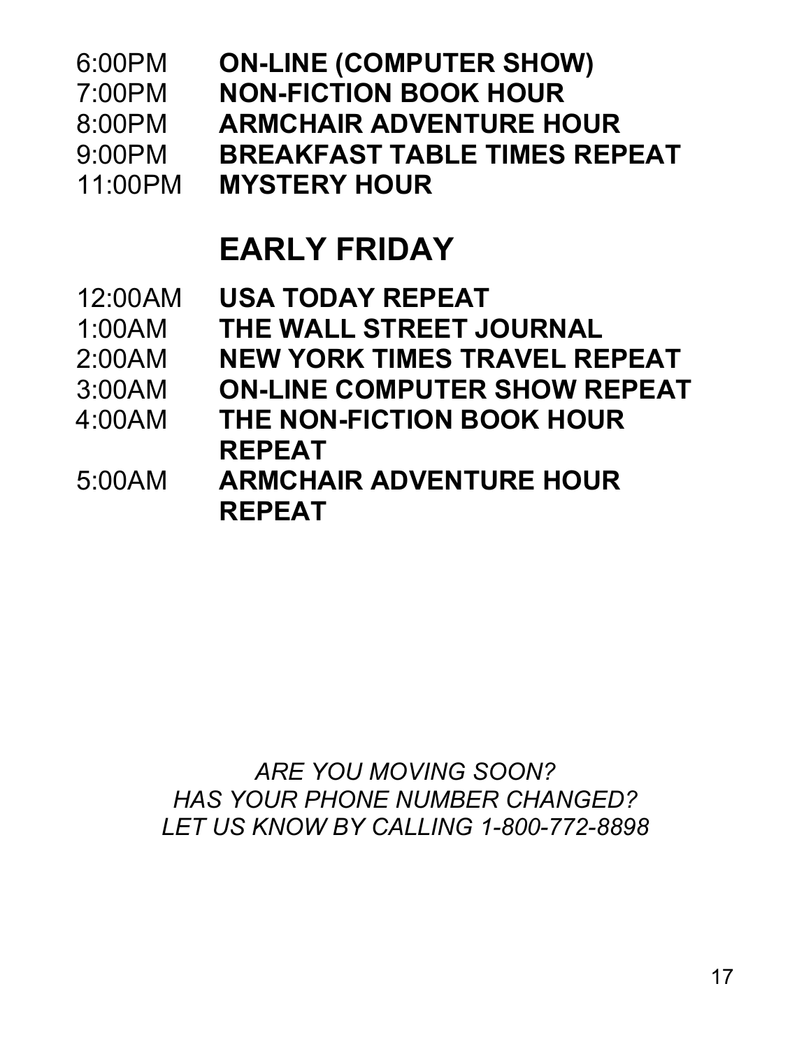6:00PM **ON-LINE (COMPUTER SHOW)**
7:00PM **NON-FICTION BOOK HOUR**
8:00PM **ARMCHAIR ADVENTURE HOUR**
9:00PM **BREAKFAST TABLE TIMES REPEAT**
11:00PM **MYSTERY HOUR**

## EARLY FRIDAY

12:00AM **USA TODAY REPEAT**
1:00AM **THE WALL STREET JOURNAL**
2:00AM **NEW YORK TIMES TRAVEL REPEAT**
3:00AM **ON-LINE COMPUTER SHOW REPEAT**
4:00AM **THE NON-FICTION BOOK HOUR REPEAT**
5:00AM **ARMCHAIR ADVENTURE HOUR REPEAT**

*ARE YOU MOVING SOON?*
*HAS YOUR PHONE NUMBER CHANGED?*
*LET US KNOW BY CALLING 1-800-772-8898*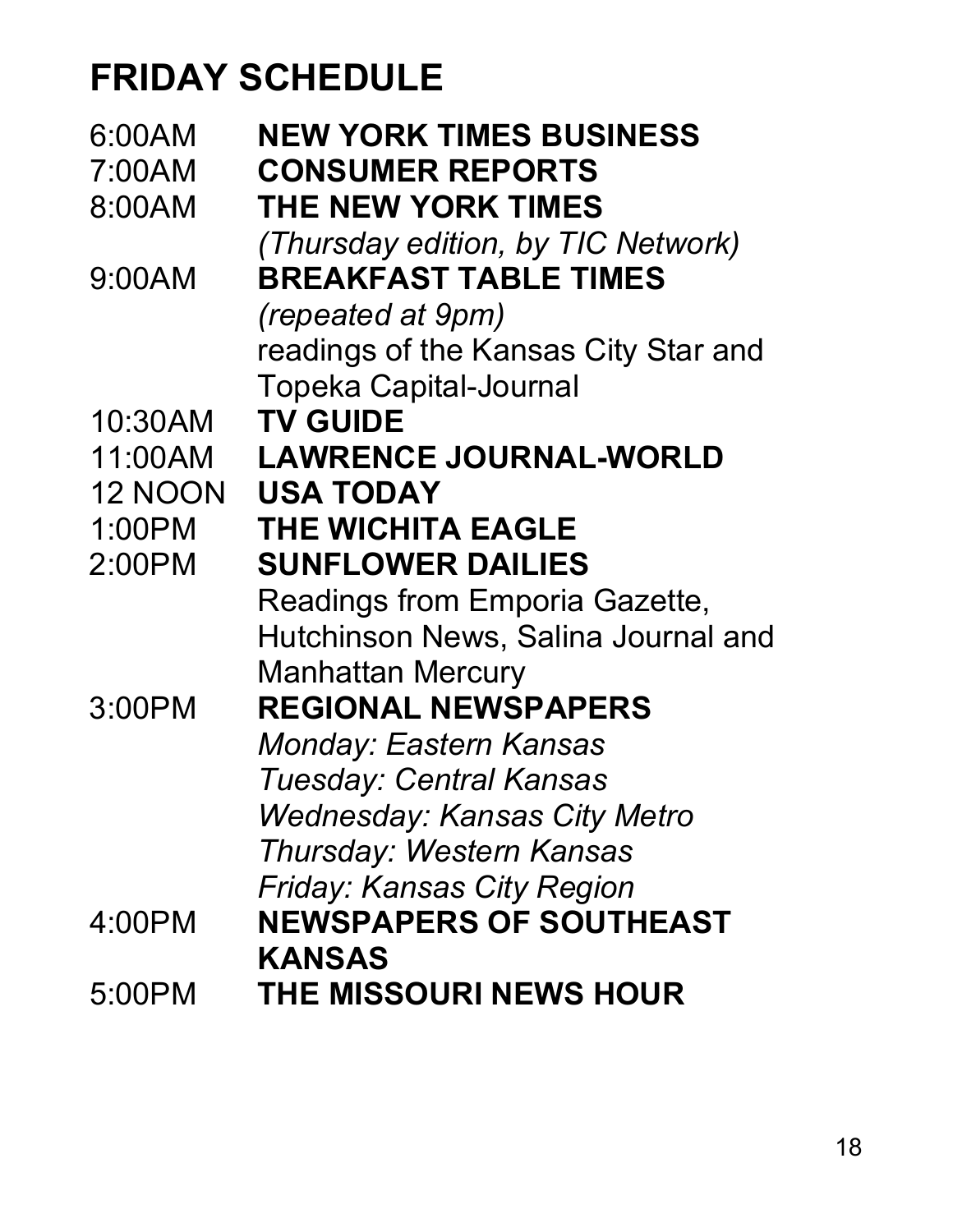# FRIDAY SCHEDULE

6:00AM **NEW YORK TIMES BUSINESS**

7:00AM **CONSUMER REPORTS**

8:00AM **THE NEW YORK TIMES**
*(Thursday edition, by TIC Network)*

9:00AM **BREAKFAST TABLE TIMES**
*(repeated at 9pm)*
readings of the Kansas City Star and Topeka Capital-Journal

10:30AM **TV GUIDE**

11:00AM **LAWRENCE JOURNAL-WORLD**

12 NOON **USA TODAY**

1:00PM **THE WICHITA EAGLE**

2:00PM **SUNFLOWER DAILIES**
Readings from Emporia Gazette, Hutchinson News, Salina Journal and Manhattan Mercury

3:00PM **REGIONAL NEWSPAPERS**
*Monday: Eastern Kansas*
*Tuesday: Central Kansas*
*Wednesday: Kansas City Metro*
*Thursday: Western Kansas*
*Friday: Kansas City Region*

4:00PM **NEWSPAPERS OF SOUTHEAST KANSAS**

5:00PM **THE MISSOURI NEWS HOUR**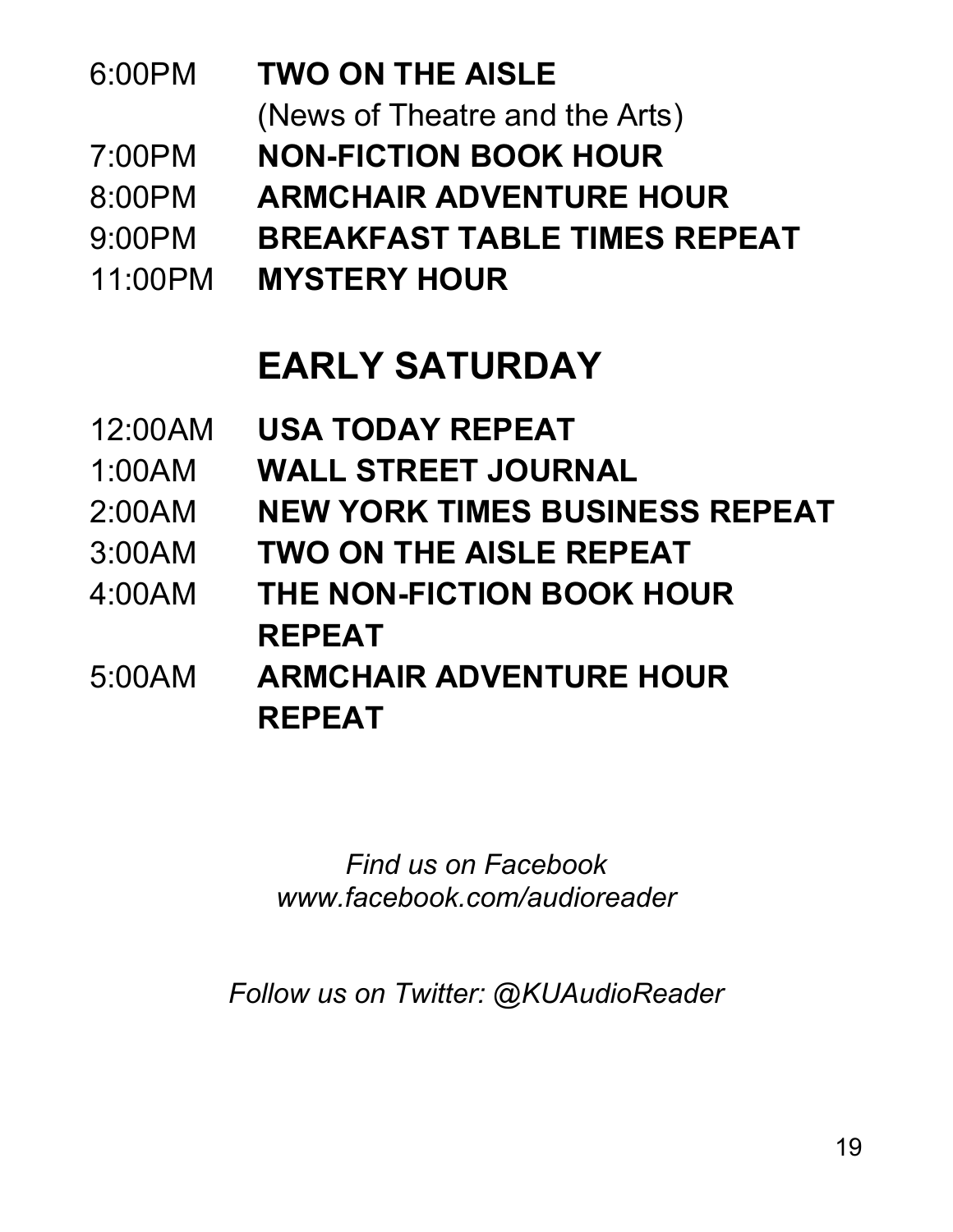6:00PM **TWO ON THE AISLE**
(News of Theatre and the Arts)
7:00PM **NON-FICTION BOOK HOUR**
8:00PM **ARMCHAIR ADVENTURE HOUR**
9:00PM **BREAKFAST TABLE TIMES REPEAT**
11:00PM **MYSTERY HOUR**

## EARLY SATURDAY

12:00AM **USA TODAY REPEAT**
1:00AM **WALL STREET JOURNAL**
2:00AM **NEW YORK TIMES BUSINESS REPEAT**
3:00AM **TWO ON THE AISLE REPEAT**
4:00AM **THE NON-FICTION BOOK HOUR REPEAT**
5:00AM **ARMCHAIR ADVENTURE HOUR REPEAT**

*Find us on Facebook*
*www.facebook.com/audioreader*

*Follow us on Twitter: @KUAudioReader*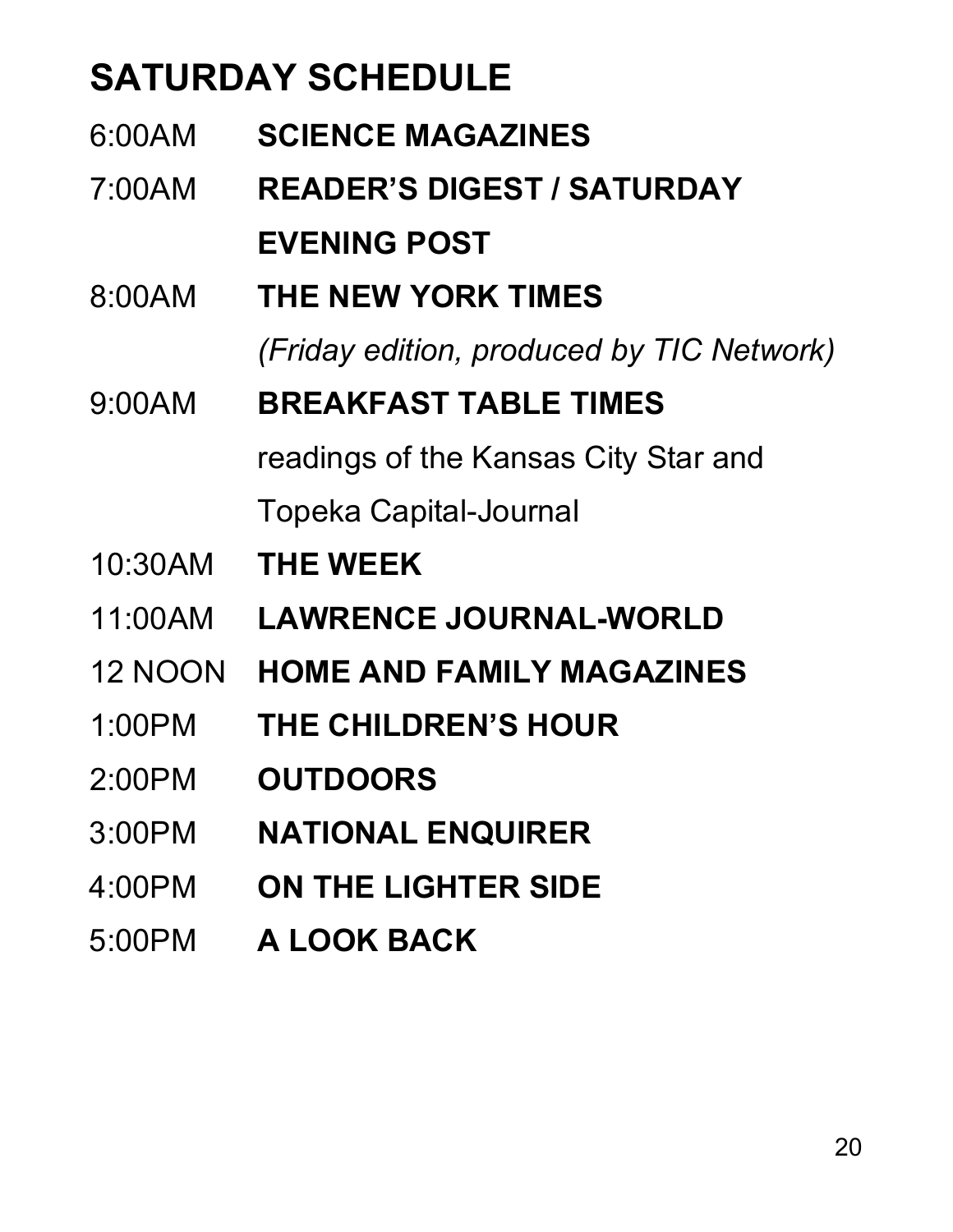# SATURDAY SCHEDULE

6:00AM **SCIENCE MAGAZINES**

7:00AM **READER'S DIGEST / SATURDAY EVENING POST**

8:00AM **THE NEW YORK TIMES**
*(Friday edition, produced by TIC Network)*

9:00AM **BREAKFAST TABLE TIMES**
readings of the Kansas City Star and Topeka Capital-Journal

10:30AM **THE WEEK**

11:00AM **LAWRENCE JOURNAL-WORLD**

12 NOON **HOME AND FAMILY MAGAZINES**

1:00PM **THE CHILDREN'S HOUR**

2:00PM **OUTDOORS**

3:00PM **NATIONAL ENQUIRER**

4:00PM **ON THE LIGHTER SIDE**

5:00PM **A LOOK BACK**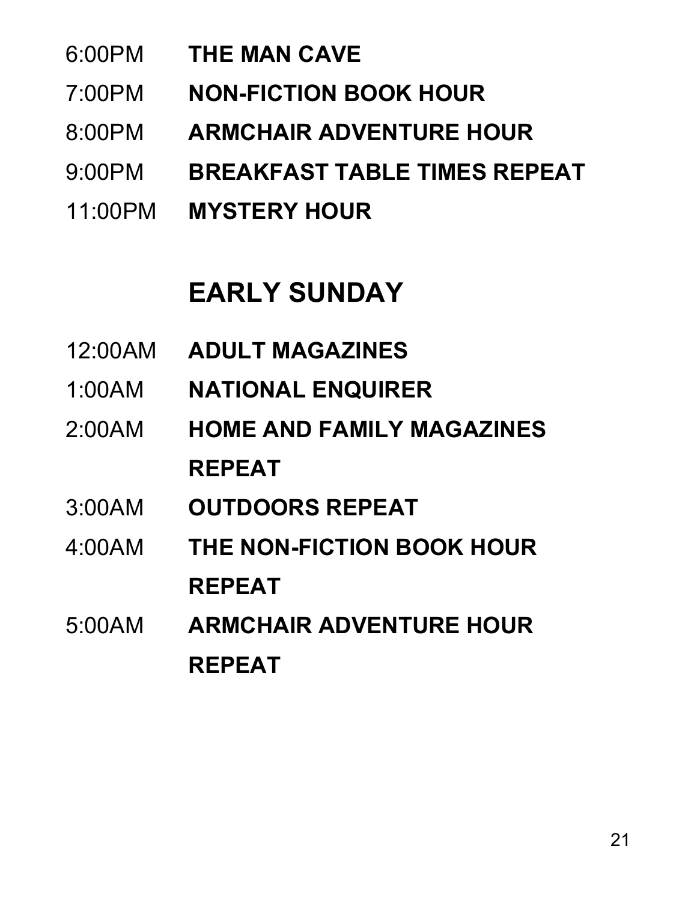6:00PM **THE MAN CAVE**

7:00PM **NON-FICTION BOOK HOUR**

8:00PM **ARMCHAIR ADVENTURE HOUR**

9:00PM **BREAKFAST TABLE TIMES REPEAT**

11:00PM **MYSTERY HOUR**

## EARLY SUNDAY

12:00AM **ADULT MAGAZINES**

1:00AM **NATIONAL ENQUIRER**

2:00AM **HOME AND FAMILY MAGAZINES REPEAT**

3:00AM **OUTDOORS REPEAT**

4:00AM **THE NON-FICTION BOOK HOUR REPEAT**

5:00AM **ARMCHAIR ADVENTURE HOUR REPEAT**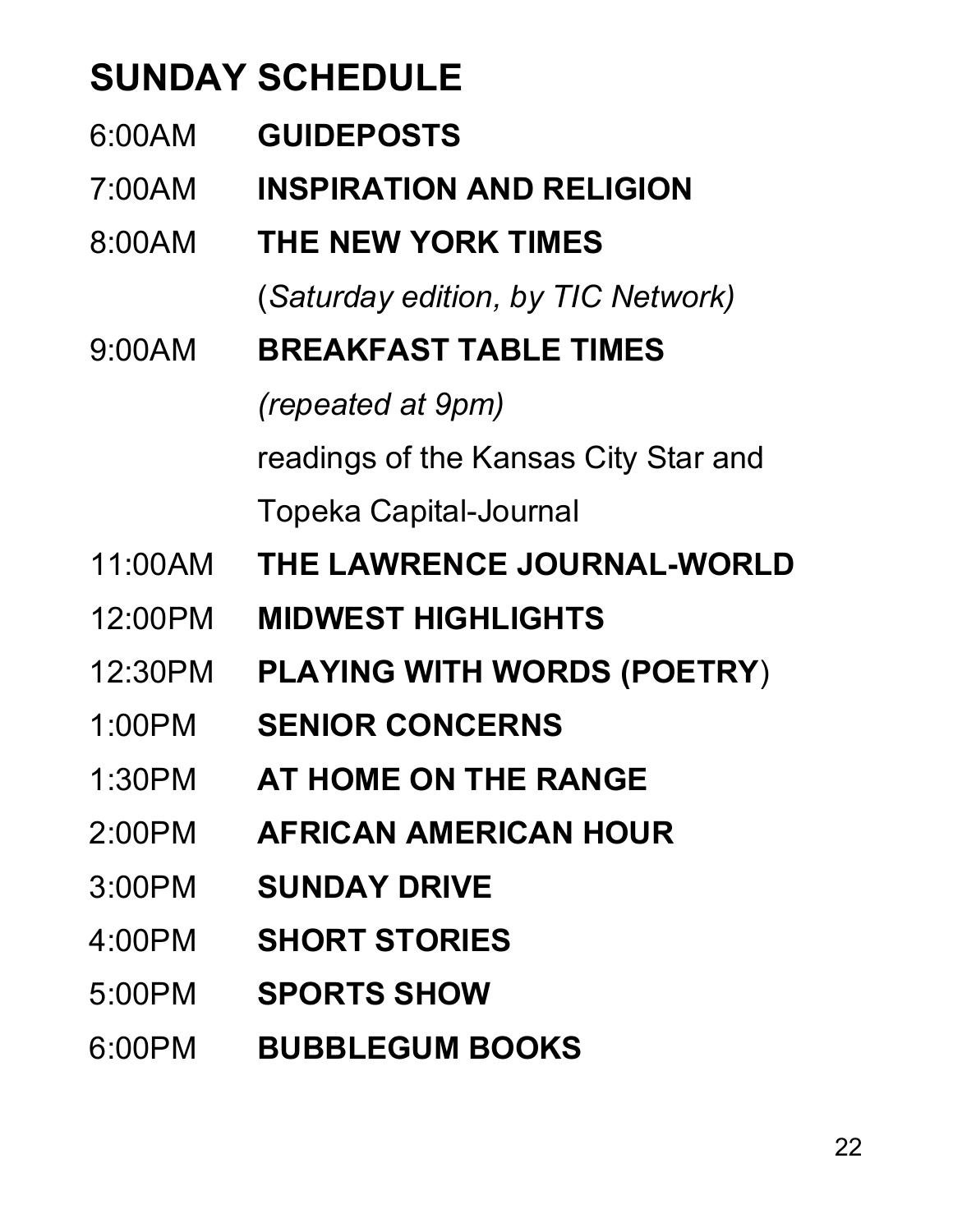# SUNDAY SCHEDULE

6:00AM **GUIDEPOSTS**

7:00AM **INSPIRATION AND RELIGION**

8:00AM **THE NEW YORK TIMES**
(*Saturday edition, by TIC Network)*

9:00AM **BREAKFAST TABLE TIMES**
*(repeated at 9pm)*
readings of the Kansas City Star and Topeka Capital-Journal

11:00AM **THE LAWRENCE JOURNAL-WORLD**

12:00PM **MIDWEST HIGHLIGHTS**

12:30PM **PLAYING WITH WORDS (POETRY**)

1:00PM **SENIOR CONCERNS**

1:30PM **AT HOME ON THE RANGE**

2:00PM **AFRICAN AMERICAN HOUR**

3:00PM **SUNDAY DRIVE**

4:00PM **SHORT STORIES**

5:00PM **SPORTS SHOW**

6:00PM **BUBBLEGUM BOOKS**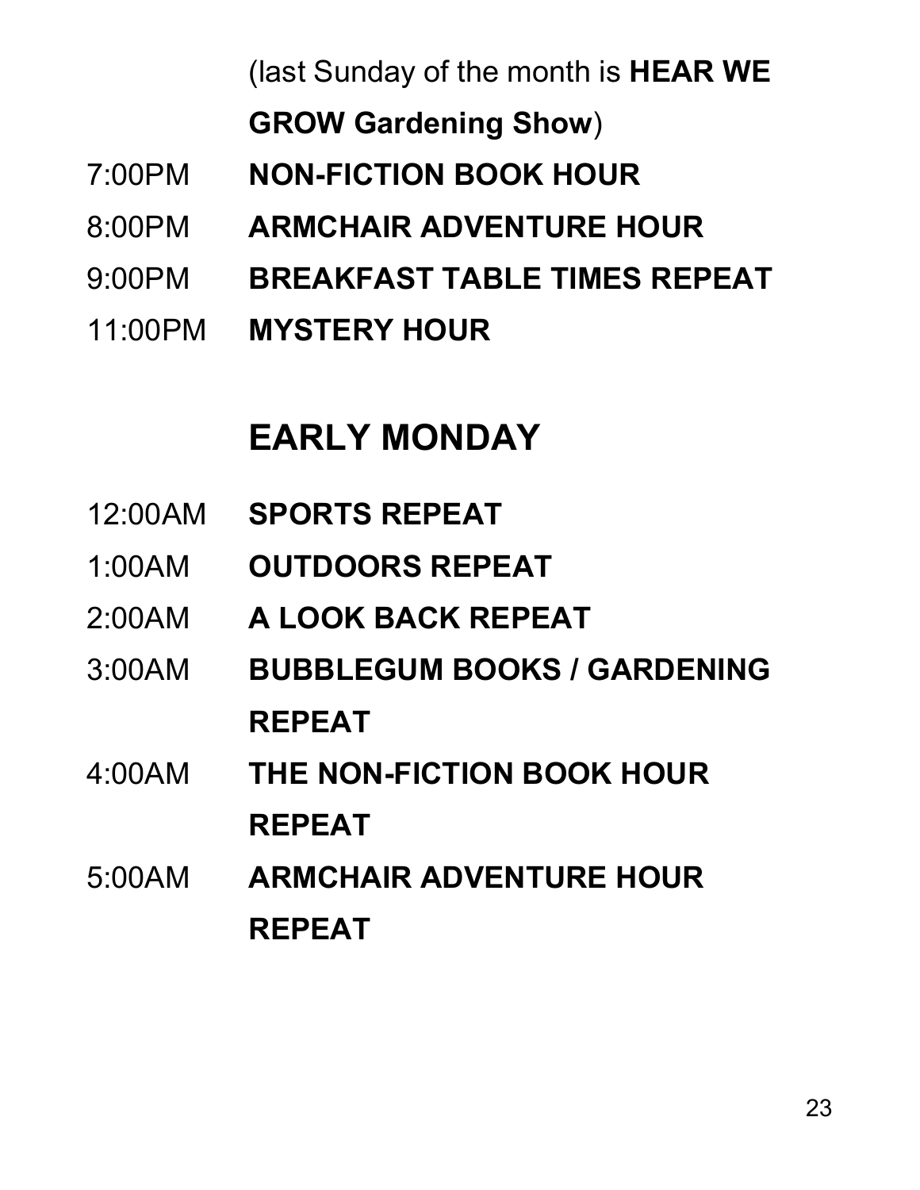(last Sunday of the month is **HEAR WE GROW Gardening Show**)

7:00PM **NON-FICTION BOOK HOUR**

8:00PM **ARMCHAIR ADVENTURE HOUR**

9:00PM **BREAKFAST TABLE TIMES REPEAT**

11:00PM **MYSTERY HOUR**

## EARLY MONDAY

12:00AM **SPORTS REPEAT**

1:00AM **OUTDOORS REPEAT**

2:00AM **A LOOK BACK REPEAT**

3:00AM **BUBBLEGUM BOOKS / GARDENING REPEAT**

4:00AM **THE NON-FICTION BOOK HOUR REPEAT**

5:00AM **ARMCHAIR ADVENTURE HOUR REPEAT**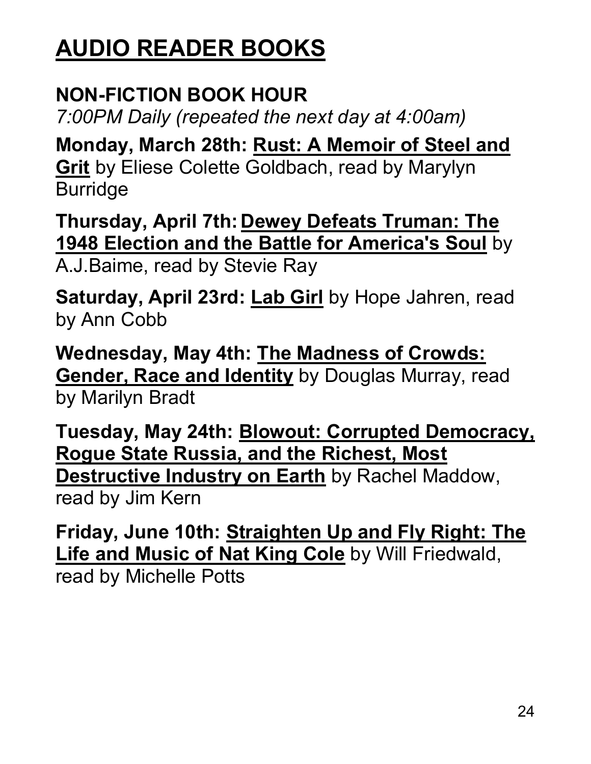# AUDIO READER BOOKS

## NON-FICTION BOOK HOUR

*7:00PM Daily (repeated the next day at 4:00am)*

**Monday, March 28th:** **Rust: A Memoir of Steel and Grit** by Eliese Colette Goldbach, read by Marylyn Burridge

**Thursday, April 7th:** **Dewey Defeats Truman: The 1948 Election and the Battle for America's Soul** by A.J.Baime, read by Stevie Ray

**Saturday, April 23rd:** **Lab Girl** by Hope Jahren, read by Ann Cobb

**Wednesday, May 4th:** **The Madness of Crowds: Gender, Race and Identity** by Douglas Murray, read by Marilyn Bradt

**Tuesday, May 24th:** **Blowout: Corrupted Democracy, Rogue State Russia, and the Richest, Most Destructive Industry on Earth** by Rachel Maddow, read by Jim Kern

**Friday, June 10th:** **Straighten Up and Fly Right: The Life and Music of Nat King Cole** by Will Friedwald, read by Michelle Potts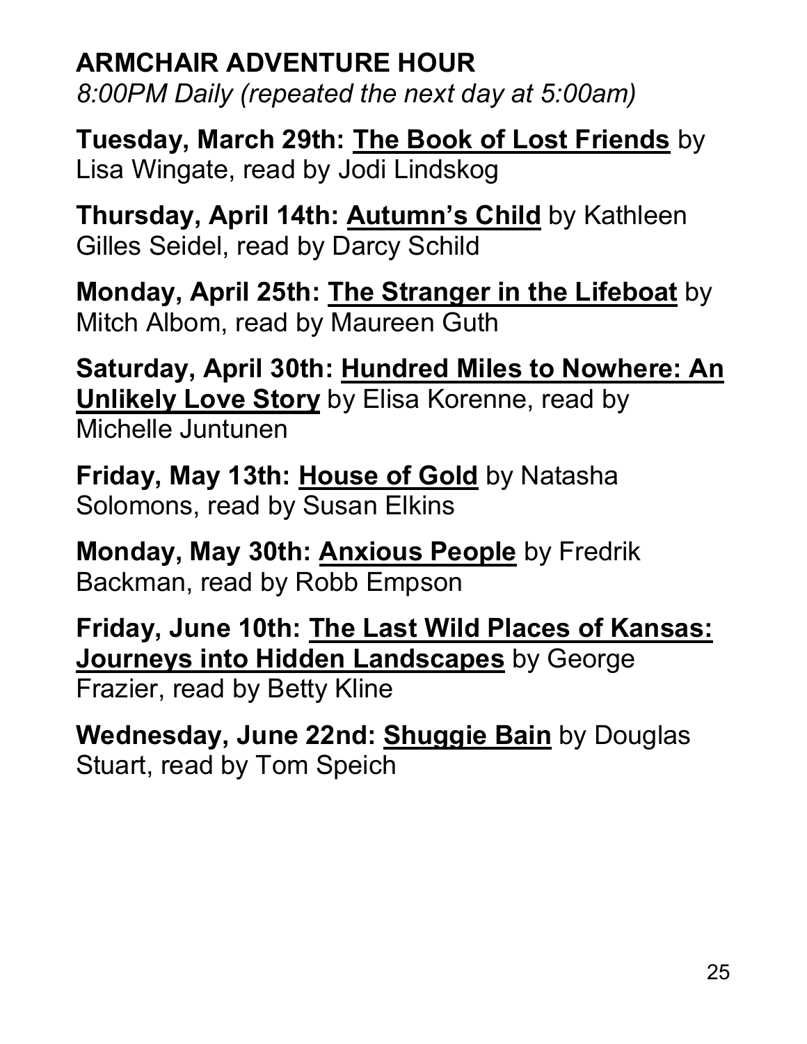## ARMCHAIR ADVENTURE HOUR

*8:00PM Daily (repeated the next day at 5:00am)*

**Tuesday, March 29th:** **The Book of Lost Friends** by Lisa Wingate, read by Jodi Lindskog

**Thursday, April 14th:** **Autumn's Child** by Kathleen Gilles Seidel, read by Darcy Schild

**Monday, April 25th:** **The Stranger in the Lifeboat** by Mitch Albom, read by Maureen Guth

**Saturday, April 30th:** **Hundred Miles to Nowhere: An Unlikely Love Story** by Elisa Korenne, read by Michelle Juntunen

**Friday, May 13th:** **House of Gold** by Natasha Solomons, read by Susan Elkins

**Monday, May 30th:** **Anxious People** by Fredrik Backman, read by Robb Empson

**Friday, June 10th:** **The Last Wild Places of Kansas: Journeys into Hidden Landscapes** by George Frazier, read by Betty Kline

**Wednesday, June 22nd:** **Shuggie Bain** by Douglas Stuart, read by Tom Speich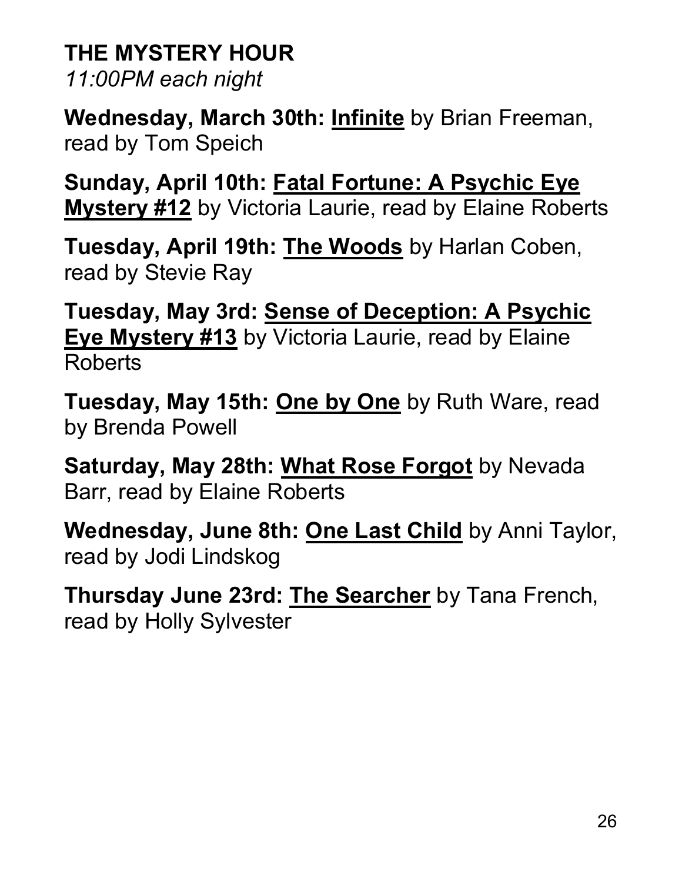## THE MYSTERY HOUR

*11:00PM each night*

**Wednesday, March 30th:** **Infinite** by Brian Freeman, read by Tom Speich

**Sunday, April 10th:** **Fatal Fortune: A Psychic Eye Mystery #12** by Victoria Laurie, read by Elaine Roberts

**Tuesday, April 19th:** **The Woods** by Harlan Coben, read by Stevie Ray

**Tuesday, May 3rd:** **Sense of Deception: A Psychic Eye Mystery #13** by Victoria Laurie, read by Elaine Roberts

**Tuesday, May 15th:** **One by One** by Ruth Ware, read by Brenda Powell

**Saturday, May 28th:** **What Rose Forgot** by Nevada Barr, read by Elaine Roberts

**Wednesday, June 8th:** **One Last Child** by Anni Taylor, read by Jodi Lindskog

**Thursday June 23rd:** **The Searcher** by Tana French, read by Holly Sylvester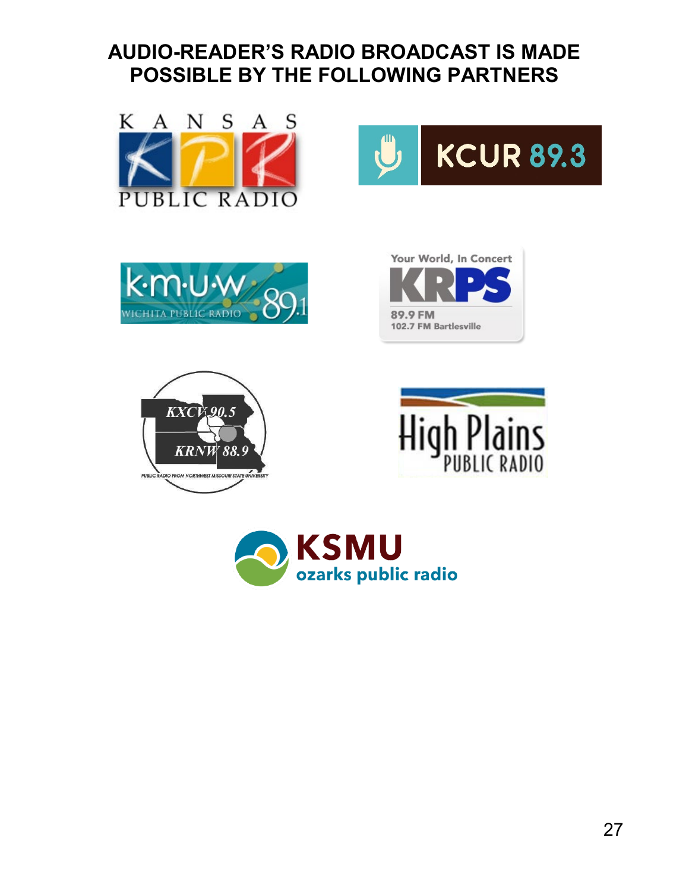# AUDIO-READER'S RADIO BROADCAST IS MADE POSSIBLE BY THE FOLLOWING PARTNERS

KANSAS KPR PUBLIC RADIO

KCUR 89.3

k·m·u·w 89.1 WICHITA PUBLIC RADIO

Your World, In Concert KRPS 89.9 FM 102.7 FM Bartlesville

KXCV 90.5 KRNW 88.9 PUBLIC RADIO FROM NORTHWEST MISSOURI STATE UNIVERSITY

High Plains PUBLIC RADIO

KSMU ozarks public radio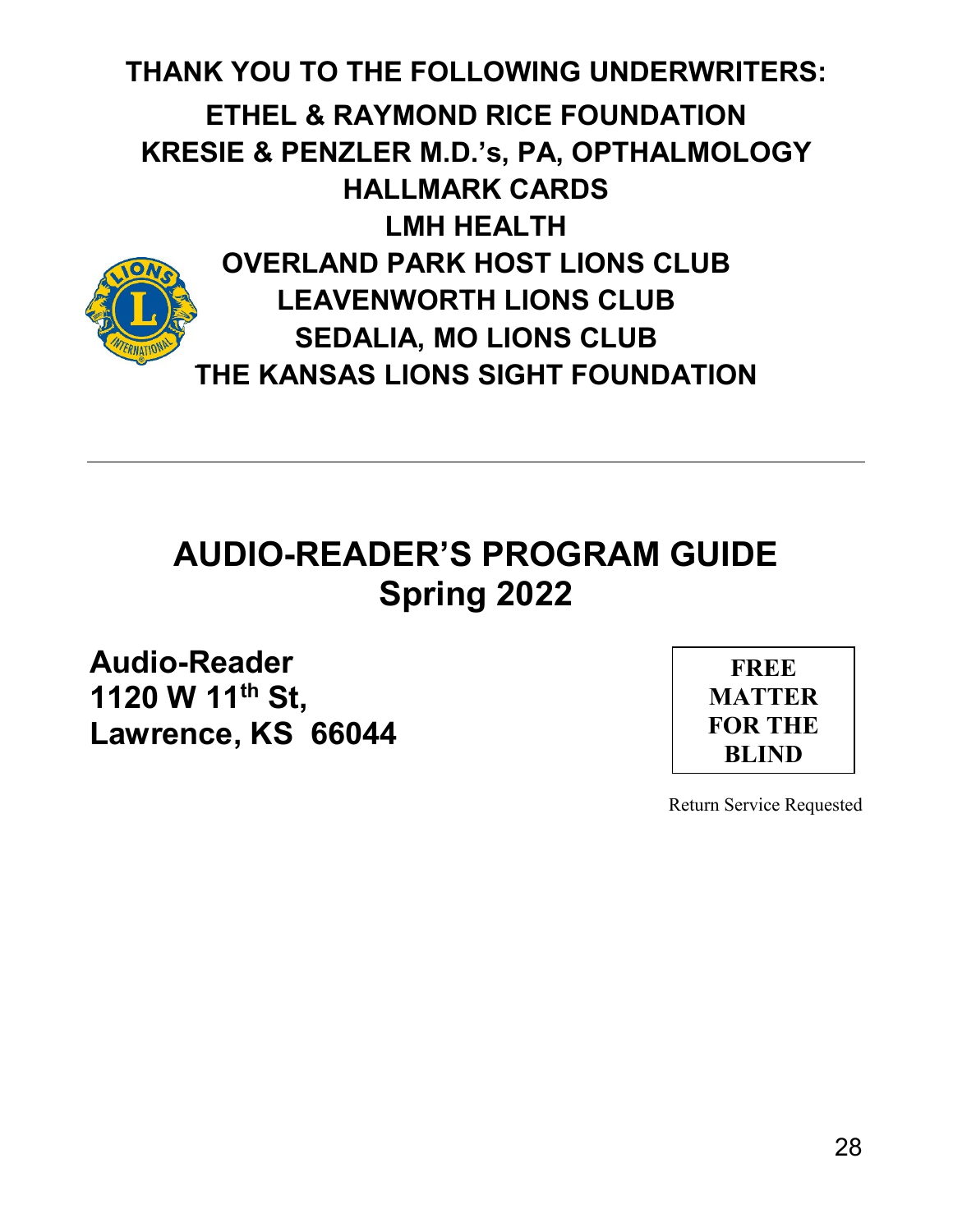**THANK YOU TO THE FOLLOWING UNDERWRITERS:**

**ETHEL & RAYMOND RICE FOUNDATION**
**KRESIE & PENZLER M.D.'s, PA, OPTHALMOLOGY**
**HALLMARK CARDS**
**LMH HEALTH**
**OVERLAND PARK HOST LIONS CLUB**
**LEAVENWORTH LIONS CLUB**
**SEDALIA, MO LIONS CLUB**
**THE KANSAS LIONS SIGHT FOUNDATION**

---

# AUDIO-READER'S PROGRAM GUIDE
# Spring 2022

**Audio-Reader**
**1120 W 11th St,**
**Lawrence, KS 66044**

**FREE MATTER FOR THE BLIND**

Return Service Requested